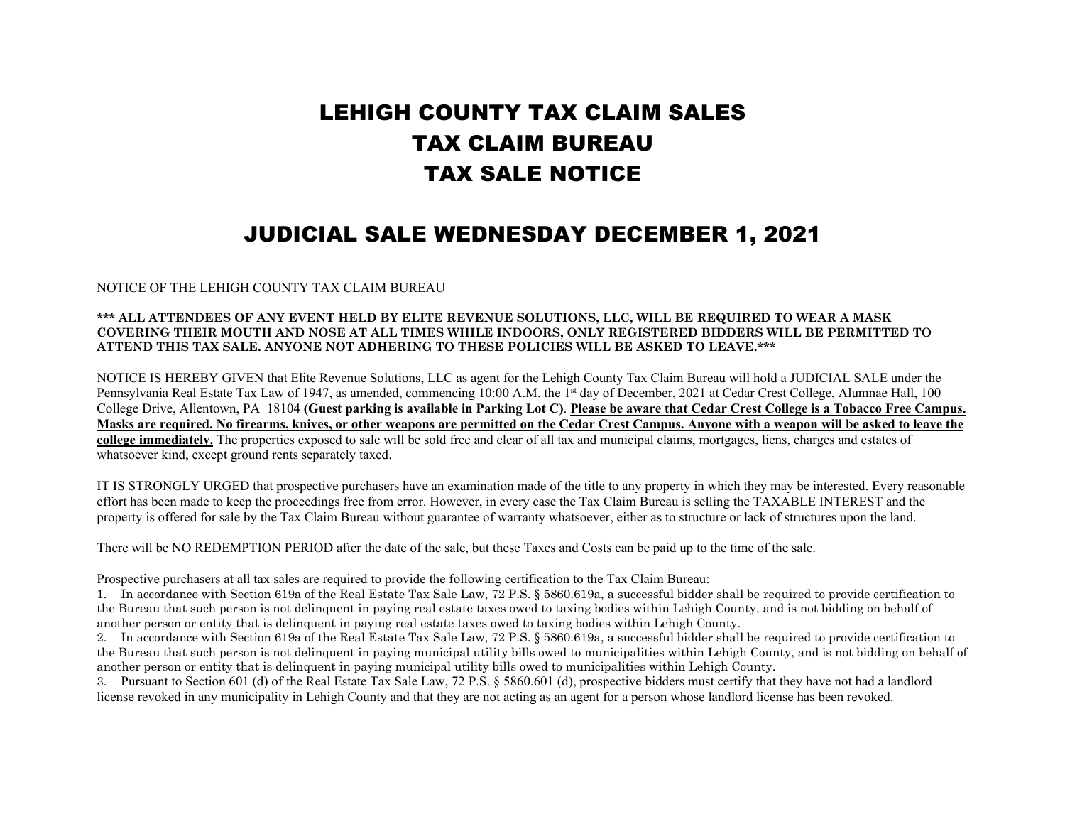# LEHIGH COUNTY TAX CLAIM SALES
# TAX CLAIM BUREAU
# TAX SALE NOTICE

## JUDICIAL SALE WEDNESDAY DECEMBER 1, 2021

NOTICE OF THE LEHIGH COUNTY TAX CLAIM BUREAU

**\*\*\* ALL ATTENDEES OF ANY EVENT HELD BY ELITE REVENUE SOLUTIONS, LLC, WILL BE REQUIRED TO WEAR A MASK COVERING THEIR MOUTH AND NOSE AT ALL TIMES WHILE INDOORS, ONLY REGISTERED BIDDERS WILL BE PERMITTED TO ATTEND THIS TAX SALE. ANYONE NOT ADHERING TO THESE POLICIES WILL BE ASKED TO LEAVE.\*\*\***

NOTICE IS HEREBY GIVEN that Elite Revenue Solutions, LLC as agent for the Lehigh County Tax Claim Bureau will hold a JUDICIAL SALE under the Pennsylvania Real Estate Tax Law of 1947, as amended, commencing 10:00 A.M. the 1st day of December, 2021 at Cedar Crest College, Alumnae Hall, 100 College Drive, Allentown, PA 18104 **(Guest parking is available in Parking Lot C)**. **Please be aware that Cedar Crest College is a Tobacco Free Campus. Masks are required. No firearms, knives, or other weapons are permitted on the Cedar Crest Campus. Anyone with a weapon will be asked to leave the college immediately.** The properties exposed to sale will be sold free and clear of all tax and municipal claims, mortgages, liens, charges and estates of whatsoever kind, except ground rents separately taxed.

IT IS STRONGLY URGED that prospective purchasers have an examination made of the title to any property in which they may be interested. Every reasonable effort has been made to keep the proceedings free from error. However, in every case the Tax Claim Bureau is selling the TAXABLE INTEREST and the property is offered for sale by the Tax Claim Bureau without guarantee of warranty whatsoever, either as to structure or lack of structures upon the land.

There will be NO REDEMPTION PERIOD after the date of the sale, but these Taxes and Costs can be paid up to the time of the sale.

Prospective purchasers at all tax sales are required to provide the following certification to the Tax Claim Bureau:

1. In accordance with Section 619a of the Real Estate Tax Sale Law, 72 P.S. § 5860.619a, a successful bidder shall be required to provide certification to the Bureau that such person is not delinquent in paying real estate taxes owed to taxing bodies within Lehigh County, and is not bidding on behalf of another person or entity that is delinquent in paying real estate taxes owed to taxing bodies within Lehigh County.
2. In accordance with Section 619a of the Real Estate Tax Sale Law, 72 P.S. § 5860.619a, a successful bidder shall be required to provide certification to the Bureau that such person is not delinquent in paying municipal utility bills owed to municipalities within Lehigh County, and is not bidding on behalf of another person or entity that is delinquent in paying municipal utility bills owed to municipalities within Lehigh County.
3. Pursuant to Section 601 (d) of the Real Estate Tax Sale Law, 72 P.S. § 5860.601 (d), prospective bidders must certify that they have not had a landlord license revoked in any municipality in Lehigh County and that they are not acting as an agent for a person whose landlord license has been revoked.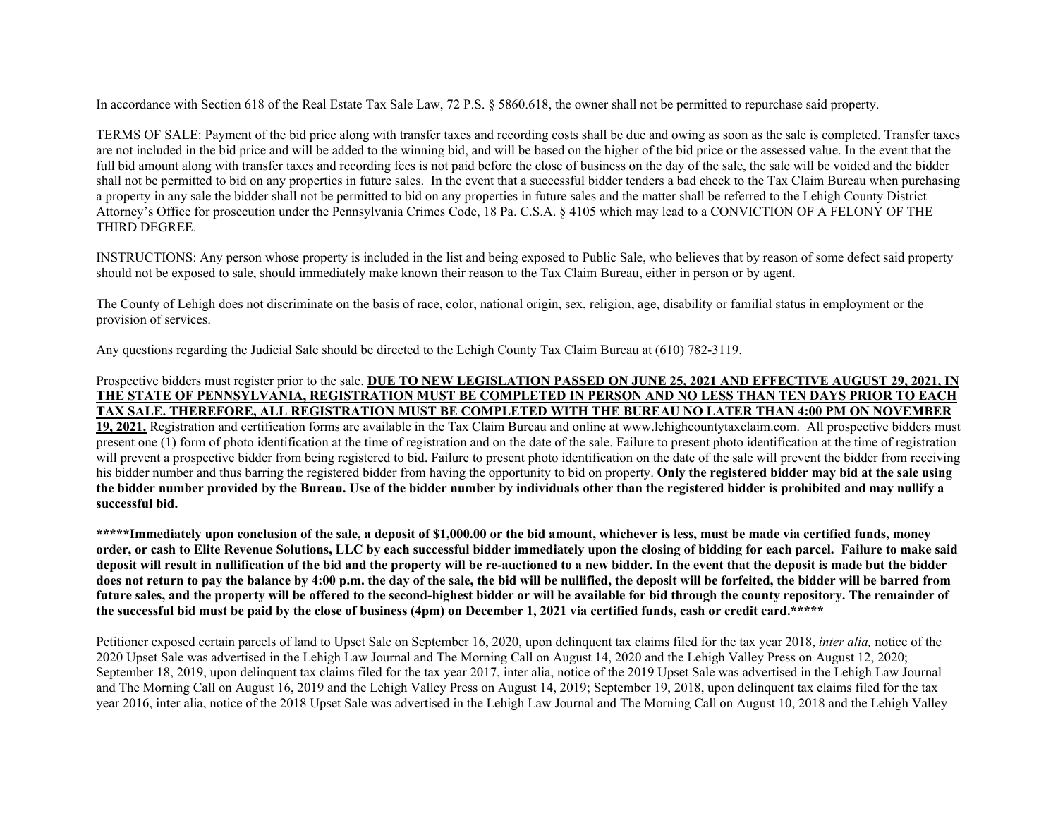In accordance with Section 618 of the Real Estate Tax Sale Law, 72 P.S. § 5860.618, the owner shall not be permitted to repurchase said property.

TERMS OF SALE: Payment of the bid price along with transfer taxes and recording costs shall be due and owing as soon as the sale is completed. Transfer taxes are not included in the bid price and will be added to the winning bid, and will be based on the higher of the bid price or the assessed value. In the event that the full bid amount along with transfer taxes and recording fees is not paid before the close of business on the day of the sale, the sale will be voided and the bidder shall not be permitted to bid on any properties in future sales. In the event that a successful bidder tenders a bad check to the Tax Claim Bureau when purchasing a property in any sale the bidder shall not be permitted to bid on any properties in future sales and the matter shall be referred to the Lehigh County District Attorney's Office for prosecution under the Pennsylvania Crimes Code, 18 Pa. C.S.A. § 4105 which may lead to a CONVICTION OF A FELONY OF THE THIRD DEGREE.

INSTRUCTIONS: Any person whose property is included in the list and being exposed to Public Sale, who believes that by reason of some defect said property should not be exposed to sale, should immediately make known their reason to the Tax Claim Bureau, either in person or by agent.

The County of Lehigh does not discriminate on the basis of race, color, national origin, sex, religion, age, disability or familial status in employment or the provision of services.

Any questions regarding the Judicial Sale should be directed to the Lehigh County Tax Claim Bureau at (610) 782-3119.

Prospective bidders must register prior to the sale. **DUE TO NEW LEGISLATION PASSED ON JUNE 25, 2021 AND EFFECTIVE AUGUST 29, 2021, IN THE STATE OF PENNSYLVANIA, REGISTRATION MUST BE COMPLETED IN PERSON AND NO LESS THAN TEN DAYS PRIOR TO EACH TAX SALE. THEREFORE, ALL REGISTRATION MUST BE COMPLETED WITH THE BUREAU NO LATER THAN 4:00 PM ON NOVEMBER 19, 2021.** Registration and certification forms are available in the Tax Claim Bureau and online at www.lehighcountytaxclaim.com. All prospective bidders must present one (1) form of photo identification at the time of registration and on the date of the sale. Failure to present photo identification at the time of registration will prevent a prospective bidder from being registered to bid. Failure to present photo identification on the date of the sale will prevent the bidder from receiving his bidder number and thus barring the registered bidder from having the opportunity to bid on property. **Only the registered bidder may bid at the sale using the bidder number provided by the Bureau. Use of the bidder number by individuals other than the registered bidder is prohibited and may nullify a successful bid.**

**\*\*\*\*\*Immediately upon conclusion of the sale, a deposit of $1,000.00 or the bid amount, whichever is less, must be made via certified funds, money order, or cash to Elite Revenue Solutions, LLC by each successful bidder immediately upon the closing of bidding for each parcel. Failure to make said deposit will result in nullification of the bid and the property will be re-auctioned to a new bidder. In the event that the deposit is made but the bidder does not return to pay the balance by 4:00 p.m. the day of the sale, the bid will be nullified, the deposit will be forfeited, the bidder will be barred from future sales, and the property will be offered to the second-highest bidder or will be available for bid through the county repository. The remainder of the successful bid must be paid by the close of business (4pm) on December 1, 2021 via certified funds, cash or credit card.\*\*\*\*\***

Petitioner exposed certain parcels of land to Upset Sale on September 16, 2020, upon delinquent tax claims filed for the tax year 2018, *inter alia,* notice of the 2020 Upset Sale was advertised in the Lehigh Law Journal and The Morning Call on August 14, 2020 and the Lehigh Valley Press on August 12, 2020; September 18, 2019, upon delinquent tax claims filed for the tax year 2017, inter alia, notice of the 2019 Upset Sale was advertised in the Lehigh Law Journal and The Morning Call on August 16, 2019 and the Lehigh Valley Press on August 14, 2019; September 19, 2018, upon delinquent tax claims filed for the tax year 2016, inter alia, notice of the 2018 Upset Sale was advertised in the Lehigh Law Journal and The Morning Call on August 10, 2018 and the Lehigh Valley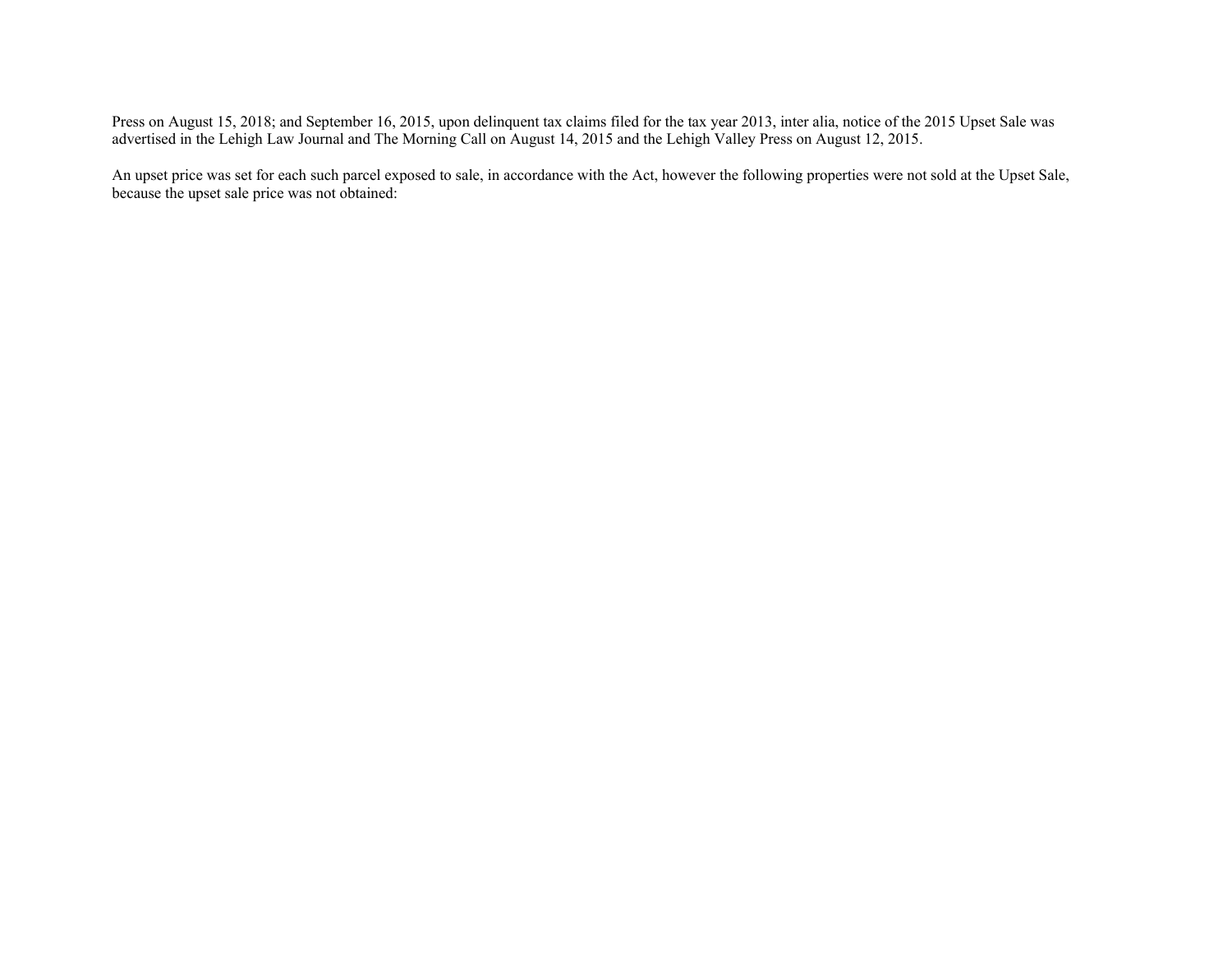Press on August 15, 2018; and September 16, 2015, upon delinquent tax claims filed for the tax year 2013, inter alia, notice of the 2015 Upset Sale was advertised in the Lehigh Law Journal and The Morning Call on August 14, 2015 and the Lehigh Valley Press on August 12, 2015.

An upset price was set for each such parcel exposed to sale, in accordance with the Act, however the following properties were not sold at the Upset Sale, because the upset sale price was not obtained: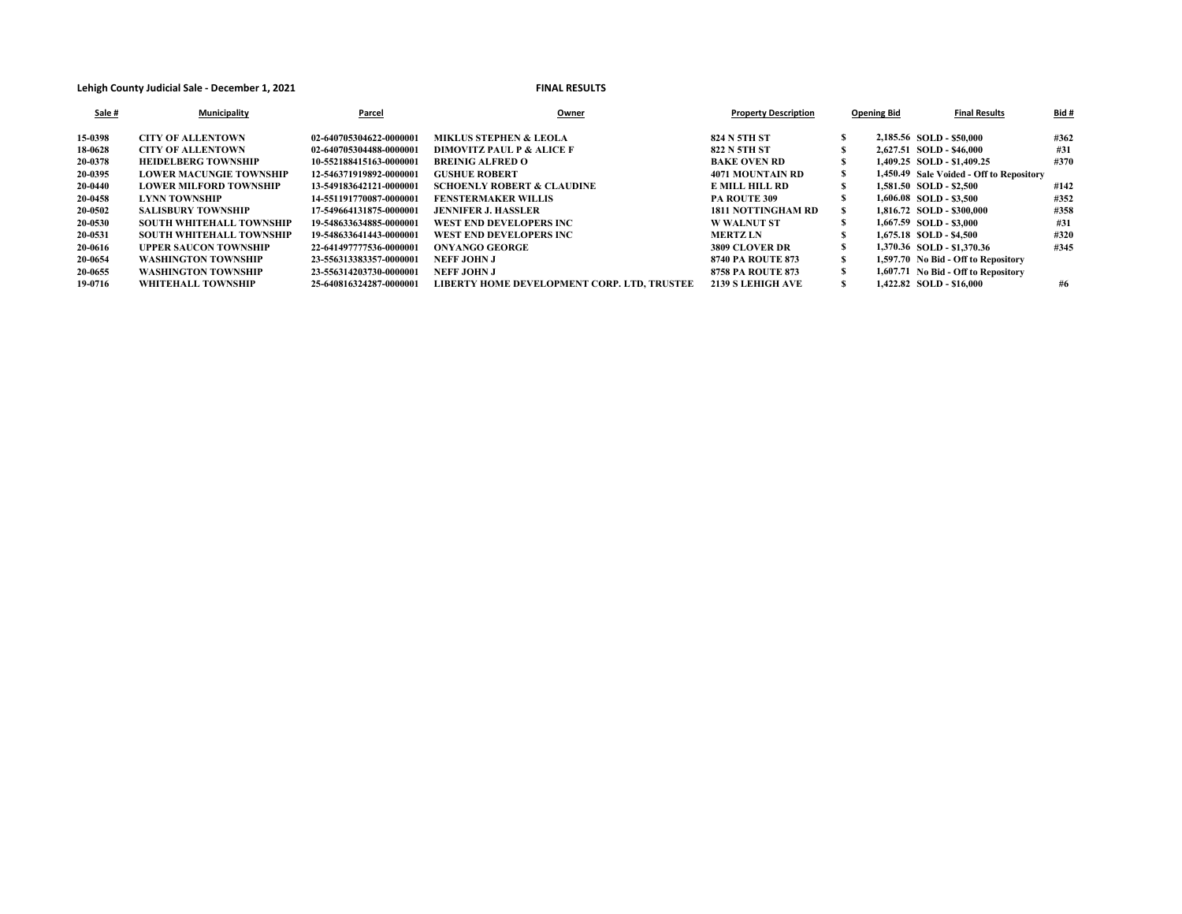**Lehigh County Judicial Sale - December 1, 2021**

**FINAL RESULTS**

| Sale # | Municipality | Parcel | Owner | Property Description | Opening Bid | | Final Results | Bid # |
|---|---|---|---|---|---|---|---|---|
| 15-0398 | CITY OF ALLENTOWN | 02-640705304622-0000001 | MIKLUS STEPHEN & LEOLA | 824 N 5TH ST | $ | 2,185.56 | SOLD - $50,000 | #362 |
| 18-0628 | CITY OF ALLENTOWN | 02-640705304488-0000001 | DIMOVITZ PAUL P & ALICE F | 822 N 5TH ST | $ | 2,627.51 | SOLD - $46,000 | #31 |
| 20-0378 | HEIDELBERG TOWNSHIP | 10-552188415163-0000001 | BREINIG ALFRED O | BAKE OVEN RD | $ | 1,409.25 | SOLD - $1,409.25 | #370 |
| 20-0395 | LOWER MACUNGIE TOWNSHIP | 12-546371919892-0000001 | GUSHUE ROBERT | 4071 MOUNTAIN RD | $ | 1,450.49 | Sale Voided - Off to Repository | |
| 20-0440 | LOWER MILFORD TOWNSHIP | 13-549183642121-0000001 | SCHOENLY ROBERT & CLAUDINE | E MILL HILL RD | $ | 1,581.50 | SOLD - $2,500 | #142 |
| 20-0458 | LYNN TOWNSHIP | 14-551191770087-0000001 | FENSTERMAKER WILLIS | PA ROUTE 309 | $ | 1,606.08 | SOLD - $3,500 | #352 |
| 20-0502 | SALISBURY TOWNSHIP | 17-549664131875-0000001 | JENNIFER J. HASSLER | 1811 NOTTINGHAM RD | $ | 1,816.72 | SOLD - $300,000 | #358 |
| 20-0530 | SOUTH WHITEHALL TOWNSHIP | 19-548633634885-0000001 | WEST END DEVELOPERS INC | W WALNUT ST | $ | 1,667.59 | SOLD - $3,000 | #31 |
| 20-0531 | SOUTH WHITEHALL TOWNSHIP | 19-548633641443-0000001 | WEST END DEVELOPERS INC | MERTZ LN | $ | 1,675.18 | SOLD - $4,500 | #320 |
| 20-0616 | UPPER SAUCON TOWNSHIP | 22-641497777536-0000001 | ONYANGO GEORGE | 3809 CLOVER DR | $ | 1,370.36 | SOLD - $1,370.36 | #345 |
| 20-0654 | WASHINGTON TOWNSHIP | 23-556313383357-0000001 | NEFF JOHN J | 8740 PA ROUTE 873 | $ | 1,597.70 | No Bid - Off to Repository | |
| 20-0655 | WASHINGTON TOWNSHIP | 23-556314203730-0000001 | NEFF JOHN J | 8758 PA ROUTE 873 | $ | 1,607.71 | No Bid - Off to Repository | |
| 19-0716 | WHITEHALL TOWNSHIP | 25-640816324287-0000001 | LIBERTY HOME DEVELOPMENT CORP. LTD, TRUSTEE | 2139 S LEHIGH AVE | $ | 1,422.82 | SOLD - $16,000 | #6 |